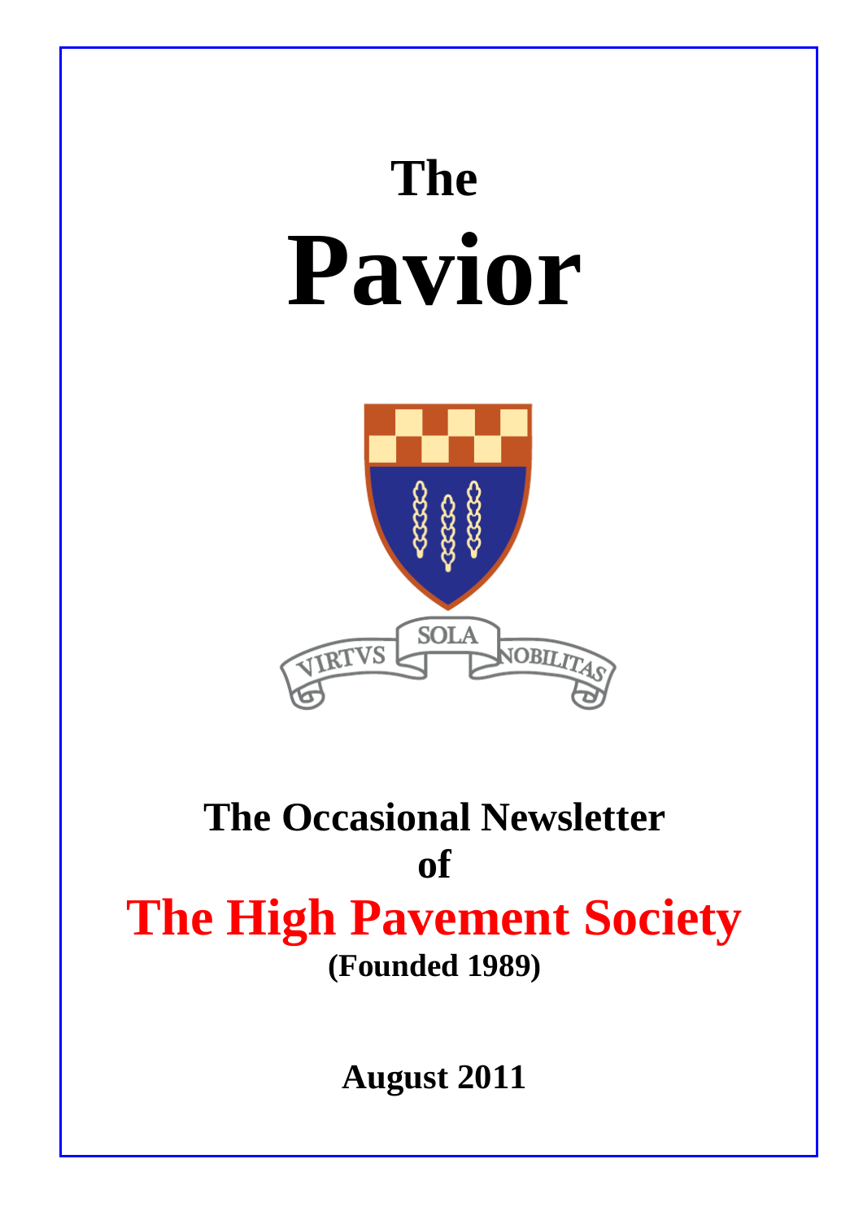# The Pavior

VIRTVS SOLA NOBILITAS

## The Occasional Newsletter of The High Pavement Society

**(Founded 1989)**

**August 2011**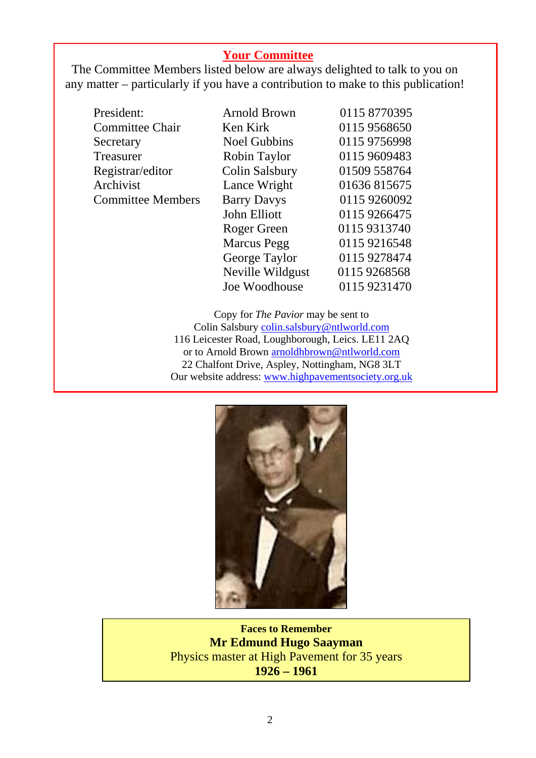## Your Committee

The Committee Members listed below are always delighted to talk to you on any matter – particularly if you have a contribution to make to this publication!

| | | |
|---|---|---|
| President: | Arnold Brown | 0115 8770395 |
| Committee Chair | Ken Kirk | 0115 9568650 |
| Secretary | Noel Gubbins | 0115 9756998 |
| Treasurer | Robin Taylor | 0115 9609483 |
| Registrar/editor | Colin Salsbury | 01509 558764 |
| Archivist | Lance Wright | 01636 815675 |
| Committee Members | Barry Davys | 0115 9260092 |
| | John Elliott | 0115 9266475 |
| | Roger Green | 0115 9313740 |
| | Marcus Pegg | 0115 9216548 |
| | George Taylor | 0115 9278474 |
| | Neville Wildgust | 0115 9268568 |
| | Joe Woodhouse | 0115 9231470 |

Copy for *The Pavior* may be sent to
Colin Salsbury colin.salsbury@ntlworld.com
116 Leicester Road, Loughborough, Leics. LE11 2AQ
or to Arnold Brown arnoldhbrown@ntlworld.com
22 Chalfont Drive, Aspley, Nottingham, NG8 3LT
Our website address: www.highpavementsociety.org.uk

**Faces to Remember**
**Mr Edmund Hugo Saayman**
Physics master at High Pavement for 35 years
**1926 – 1961**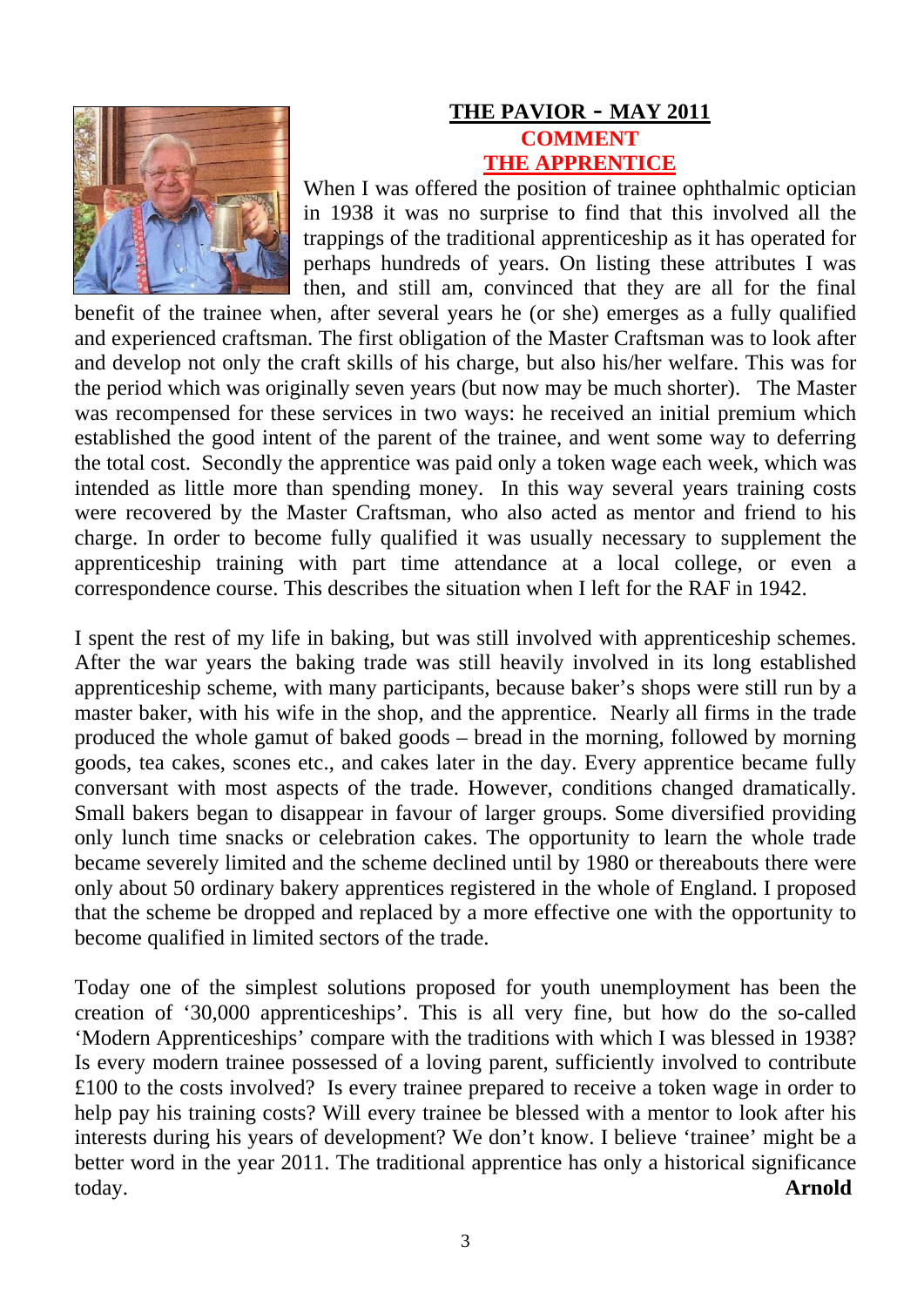**THE PAVIOR - MAY 2011**

## COMMENT

## THE APPRENTICE

When I was offered the position of trainee ophthalmic optician in 1938 it was no surprise to find that this involved all the trappings of the traditional apprenticeship as it has operated for perhaps hundreds of years. On listing these attributes I was then, and still am, convinced that they are all for the final benefit of the trainee when, after several years he (or she) emerges as a fully qualified and experienced craftsman. The first obligation of the Master Craftsman was to look after and develop not only the craft skills of his charge, but also his/her welfare. This was for the period which was originally seven years (but now may be much shorter). The Master was recompensed for these services in two ways: he received an initial premium which established the good intent of the parent of the trainee, and went some way to deferring the total cost. Secondly the apprentice was paid only a token wage each week, which was intended as little more than spending money. In this way several years training costs were recovered by the Master Craftsman, who also acted as mentor and friend to his charge. In order to become fully qualified it was usually necessary to supplement the apprenticeship training with part time attendance at a local college, or even a correspondence course. This describes the situation when I left for the RAF in 1942.

I spent the rest of my life in baking, but was still involved with apprenticeship schemes. After the war years the baking trade was still heavily involved in its long established apprenticeship scheme, with many participants, because baker's shops were still run by a master baker, with his wife in the shop, and the apprentice. Nearly all firms in the trade produced the whole gamut of baked goods – bread in the morning, followed by morning goods, tea cakes, scones etc., and cakes later in the day. Every apprentice became fully conversant with most aspects of the trade. However, conditions changed dramatically. Small bakers began to disappear in favour of larger groups. Some diversified providing only lunch time snacks or celebration cakes. The opportunity to learn the whole trade became severely limited and the scheme declined until by 1980 or thereabouts there were only about 50 ordinary bakery apprentices registered in the whole of England. I proposed that the scheme be dropped and replaced by a more effective one with the opportunity to become qualified in limited sectors of the trade.

Today one of the simplest solutions proposed for youth unemployment has been the creation of '30,000 apprenticeships'. This is all very fine, but how do the so-called 'Modern Apprenticeships' compare with the traditions with which I was blessed in 1938? Is every modern trainee possessed of a loving parent, sufficiently involved to contribute £100 to the costs involved? Is every trainee prepared to receive a token wage in order to help pay his training costs? Will every trainee be blessed with a mentor to look after his interests during his years of development? We don't know. I believe 'trainee' might be a better word in the year 2011. The traditional apprentice has only a historical significance today.

**Arnold**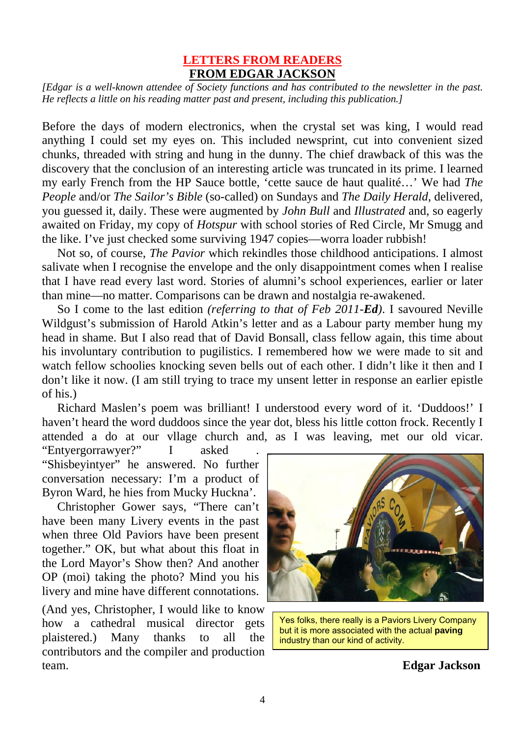## LETTERS FROM READERS

## FROM EDGAR JACKSON

*[Edgar is a well-known attendee of Society functions and has contributed to the newsletter in the past. He reflects a little on his reading matter past and present, including this publication.]*

Before the days of modern electronics, when the crystal set was king, I would read anything I could set my eyes on. This included newsprint, cut into convenient sized chunks, threaded with string and hung in the dunny. The chief drawback of this was the discovery that the conclusion of an interesting article was truncated in its prime. I learned my early French from the HP Sauce bottle, 'cette sauce de haut qualité…' We had *The People* and/or *The Sailor's Bible* (so-called) on Sundays and *The Daily Herald*, delivered, you guessed it, daily. These were augmented by *John Bull* and *Illustrated* and, so eagerly awaited on Friday, my copy of *Hotspur* with school stories of Red Circle, Mr Smugg and the like. I've just checked some surviving 1947 copies—worra loader rubbish!

Not so, of course, *The Pavior* which rekindles those childhood anticipations. I almost salivate when I recognise the envelope and the only disappointment comes when I realise that I have read every last word. Stories of alumni's school experiences, earlier or later than mine—no matter. Comparisons can be drawn and nostalgia re-awakened.

So I come to the last edition *(referring to that of Feb 2011-**Ed**)*. I savoured Neville Wildgust's submission of Harold Atkin's letter and as a Labour party member hung my head in shame. But I also read that of David Bonsall, class fellow again, this time about his involuntary contribution to pugilistics. I remembered how we were made to sit and watch fellow schoolies knocking seven bells out of each other. I didn't like it then and I don't like it now. (I am still trying to trace my unsent letter in response an earlier epistle of his.)

Richard Maslen's poem was brilliant! I understood every word of it. 'Duddoos!' I haven't heard the word duddoos since the year dot, bless his little cotton frock. Recently I attended a do at our vllage church and, as I was leaving, met our old vicar. "Entyergorrawyer?" I asked . "Shisbeyintyer" he answered. No further conversation necessary: I'm a product of Byron Ward, he hies from Mucky Huckna'.

Christopher Gower says, "There can't have been many Livery events in the past when three Old Paviors have been present together." OK, but what about this float in the Lord Mayor's Show then? And another OP (moi) taking the photo? Mind you his livery and mine have different connotations.

(And yes, Christopher, I would like to know how a cathedral musical director gets plaistered.) Many thanks to all the contributors and the compiler and production team.

Yes folks, there really is a Paviors Livery Company but it is more associated with the actual **paving** industry than our kind of activity.

**Edgar Jackson**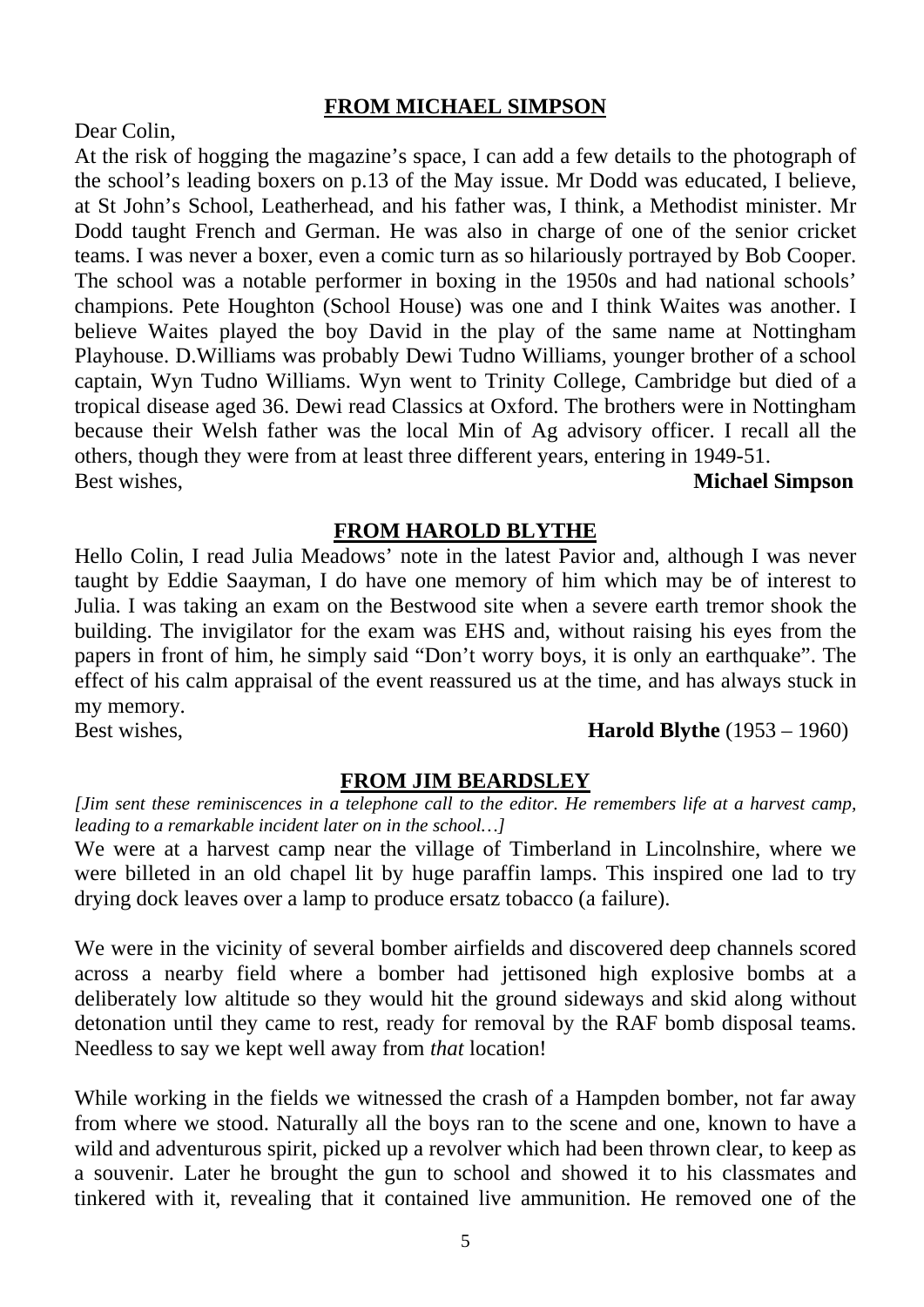## FROM MICHAEL SIMPSON

Dear Colin,

At the risk of hogging the magazine's space, I can add a few details to the photograph of the school's leading boxers on p.13 of the May issue. Mr Dodd was educated, I believe, at St John's School, Leatherhead, and his father was, I think, a Methodist minister. Mr Dodd taught French and German. He was also in charge of one of the senior cricket teams. I was never a boxer, even a comic turn as so hilariously portrayed by Bob Cooper. The school was a notable performer in boxing in the 1950s and had national schools' champions. Pete Houghton (School House) was one and I think Waites was another. I believe Waites played the boy David in the play of the same name at Nottingham Playhouse. D.Williams was probably Dewi Tudno Williams, younger brother of a school captain, Wyn Tudno Williams. Wyn went to Trinity College, Cambridge but died of a tropical disease aged 36. Dewi read Classics at Oxford. The brothers were in Nottingham because their Welsh father was the local Min of Ag advisory officer. I recall all the others, though they were from at least three different years, entering in 1949-51.

Best wishes, **Michael Simpson**

## FROM HAROLD BLYTHE

Hello Colin, I read Julia Meadows' note in the latest Pavior and, although I was never taught by Eddie Saayman, I do have one memory of him which may be of interest to Julia. I was taking an exam on the Bestwood site when a severe earth tremor shook the building. The invigilator for the exam was EHS and, without raising his eyes from the papers in front of him, he simply said "Don't worry boys, it is only an earthquake". The effect of his calm appraisal of the event reassured us at the time, and has always stuck in my memory.

Best wishes, **Harold Blythe** (1953 – 1960)

## FROM JIM BEARDSLEY

*[Jim sent these reminiscences in a telephone call to the editor. He remembers life at a harvest camp, leading to a remarkable incident later on in the school…]*

We were at a harvest camp near the village of Timberland in Lincolnshire, where we were billeted in an old chapel lit by huge paraffin lamps. This inspired one lad to try drying dock leaves over a lamp to produce ersatz tobacco (a failure).

We were in the vicinity of several bomber airfields and discovered deep channels scored across a nearby field where a bomber had jettisoned high explosive bombs at a deliberately low altitude so they would hit the ground sideways and skid along without detonation until they came to rest, ready for removal by the RAF bomb disposal teams. Needless to say we kept well away from *that* location!

While working in the fields we witnessed the crash of a Hampden bomber, not far away from where we stood. Naturally all the boys ran to the scene and one, known to have a wild and adventurous spirit, picked up a revolver which had been thrown clear, to keep as a souvenir. Later he brought the gun to school and showed it to his classmates and tinkered with it, revealing that it contained live ammunition. He removed one of the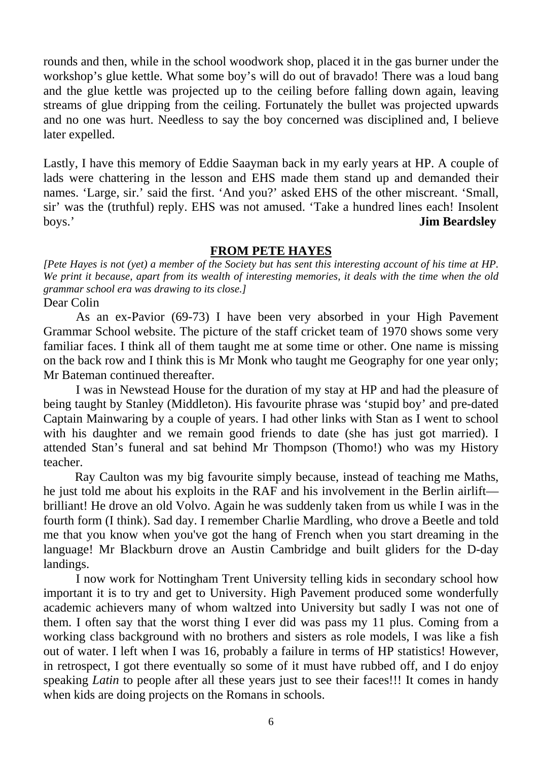rounds and then, while in the school woodwork shop, placed it in the gas burner under the workshop's glue kettle. What some boy's will do out of bravado! There was a loud bang and the glue kettle was projected up to the ceiling before falling down again, leaving streams of glue dripping from the ceiling. Fortunately the bullet was projected upwards and no one was hurt. Needless to say the boy concerned was disciplined and, I believe later expelled.

Lastly, I have this memory of Eddie Saayman back in my early years at HP. A couple of lads were chattering in the lesson and EHS made them stand up and demanded their names. 'Large, sir.' said the first. 'And you?' asked EHS of the other miscreant. 'Small, sir' was the (truthful) reply. EHS was not amused. 'Take a hundred lines each! Insolent boys.' **Jim Beardsley**

## FROM PETE HAYES

*[Pete Hayes is not (yet) a member of the Society but has sent this interesting account of his time at HP. We print it because, apart from its wealth of interesting memories, it deals with the time when the old grammar school era was drawing to its close.]*

Dear Colin

As an ex-Pavior (69-73) I have been very absorbed in your High Pavement Grammar School website. The picture of the staff cricket team of 1970 shows some very familiar faces. I think all of them taught me at some time or other. One name is missing on the back row and I think this is Mr Monk who taught me Geography for one year only; Mr Bateman continued thereafter.

I was in Newstead House for the duration of my stay at HP and had the pleasure of being taught by Stanley (Middleton). His favourite phrase was 'stupid boy' and pre-dated Captain Mainwaring by a couple of years. I had other links with Stan as I went to school with his daughter and we remain good friends to date (she has just got married). I attended Stan's funeral and sat behind Mr Thompson (Thomo!) who was my History teacher.

Ray Caulton was my big favourite simply because, instead of teaching me Maths, he just told me about his exploits in the RAF and his involvement in the Berlin airlift—brilliant! He drove an old Volvo. Again he was suddenly taken from us while I was in the fourth form (I think). Sad day. I remember Charlie Mardling, who drove a Beetle and told me that you know when you've got the hang of French when you start dreaming in the language! Mr Blackburn drove an Austin Cambridge and built gliders for the D-day landings.

I now work for Nottingham Trent University telling kids in secondary school how important it is to try and get to University. High Pavement produced some wonderfully academic achievers many of whom waltzed into University but sadly I was not one of them. I often say that the worst thing I ever did was pass my 11 plus. Coming from a working class background with no brothers and sisters as role models, I was like a fish out of water. I left when I was 16, probably a failure in terms of HP statistics! However, in retrospect, I got there eventually so some of it must have rubbed off, and I do enjoy speaking *Latin* to people after all these years just to see their faces!!! It comes in handy when kids are doing projects on the Romans in schools.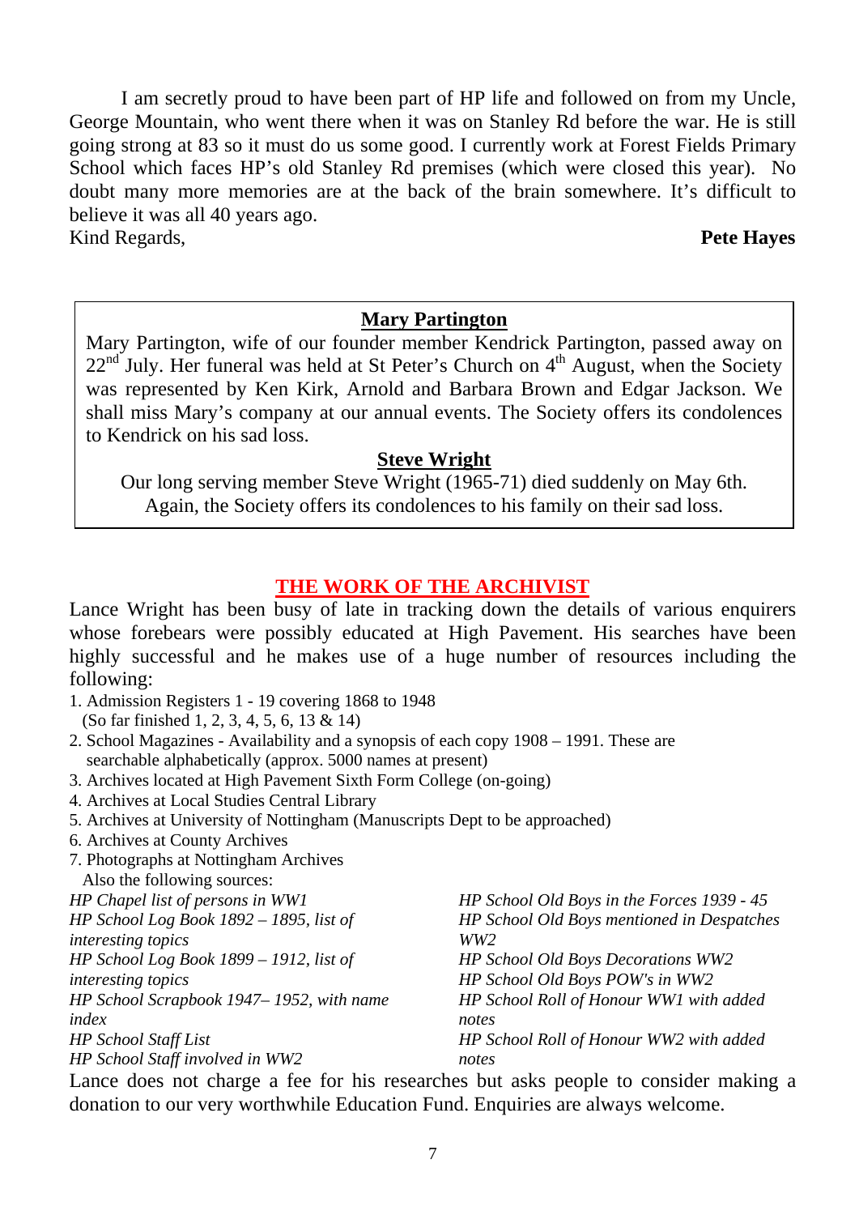I am secretly proud to have been part of HP life and followed on from my Uncle, George Mountain, who went there when it was on Stanley Rd before the war. He is still going strong at 83 so it must do us some good. I currently work at Forest Fields Primary School which faces HP's old Stanley Rd premises (which were closed this year). No doubt many more memories are at the back of the brain somewhere. It's difficult to believe it was all 40 years ago.

Kind Regards,

**Pete Hayes**

## Mary Partington

Mary Partington, wife of our founder member Kendrick Partington, passed away on 22nd July. Her funeral was held at St Peter's Church on 4th August, when the Society was represented by Ken Kirk, Arnold and Barbara Brown and Edgar Jackson. We shall miss Mary's company at our annual events. The Society offers its condolences to Kendrick on his sad loss.

## Steve Wright

Our long serving member Steve Wright (1965-71) died suddenly on May 6th. Again, the Society offers its condolences to his family on their sad loss.

## THE WORK OF THE ARCHIVIST

Lance Wright has been busy of late in tracking down the details of various enquirers whose forebears were possibly educated at High Pavement. His searches have been highly successful and he makes use of a huge number of resources including the following:

1. Admission Registers 1 - 19 covering 1868 to 1948
   (So far finished 1, 2, 3, 4, 5, 6, 13 & 14)
2. School Magazines - Availability and a synopsis of each copy 1908 – 1991. These are searchable alphabetically (approx. 5000 names at present)
3. Archives located at High Pavement Sixth Form College (on-going)
4. Archives at Local Studies Central Library
5. Archives at University of Nottingham (Manuscripts Dept to be approached)
6. Archives at County Archives
7. Photographs at Nottingham Archives

Also the following sources:

*HP Chapel list of persons in WW1*
*HP School Log Book 1892 – 1895, list of interesting topics*
*HP School Log Book 1899 – 1912, list of interesting topics*
*HP School Scrapbook 1947– 1952, with name index*
*HP School Staff List*
*HP School Staff involved in WW2*
*HP School Old Boys in the Forces 1939 - 45*
*HP School Old Boys mentioned in Despatches WW2*
*HP School Old Boys Decorations WW2*
*HP School Old Boys POW's in WW2*
*HP School Roll of Honour WW1 with added notes*
*HP School Roll of Honour WW2 with added notes*

Lance does not charge a fee for his researches but asks people to consider making a donation to our very worthwhile Education Fund. Enquiries are always welcome.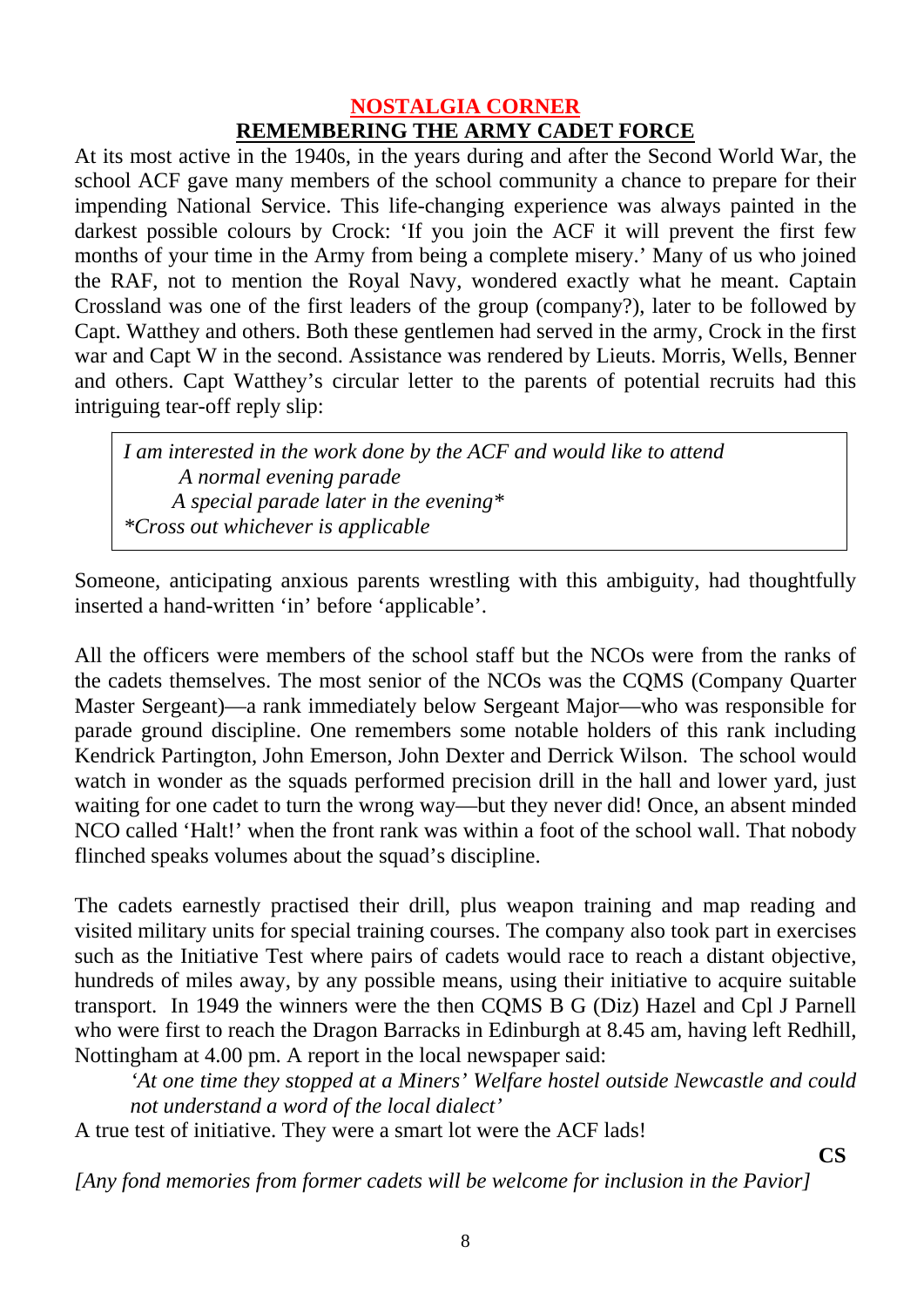## NOSTALGIA CORNER

## REMEMBERING THE ARMY CADET FORCE

At its most active in the 1940s, in the years during and after the Second World War, the school ACF gave many members of the school community a chance to prepare for their impending National Service. This life-changing experience was always painted in the darkest possible colours by Crock: 'If you join the ACF it will prevent the first few months of your time in the Army from being a complete misery.' Many of us who joined the RAF, not to mention the Royal Navy, wondered exactly what he meant. Captain Crossland was one of the first leaders of the group (company?), later to be followed by Capt. Watthey and others. Both these gentlemen had served in the army, Crock in the first war and Capt W in the second. Assistance was rendered by Lieuts. Morris, Wells, Benner and others. Capt Watthey's circular letter to the parents of potential recruits had this intriguing tear-off reply slip:

> *I am interested in the work done by the ACF and would like to attend*
> *A normal evening parade*
> *A special parade later in the evening**
> **Cross out whichever is applicable*

Someone, anticipating anxious parents wrestling with this ambiguity, had thoughtfully inserted a hand-written 'in' before 'applicable'.

All the officers were members of the school staff but the NCOs were from the ranks of the cadets themselves. The most senior of the NCOs was the CQMS (Company Quarter Master Sergeant)—a rank immediately below Sergeant Major—who was responsible for parade ground discipline. One remembers some notable holders of this rank including Kendrick Partington, John Emerson, John Dexter and Derrick Wilson. The school would watch in wonder as the squads performed precision drill in the hall and lower yard, just waiting for one cadet to turn the wrong way—but they never did! Once, an absent minded NCO called 'Halt!' when the front rank was within a foot of the school wall. That nobody flinched speaks volumes about the squad's discipline.

The cadets earnestly practised their drill, plus weapon training and map reading and visited military units for special training courses. The company also took part in exercises such as the Initiative Test where pairs of cadets would race to reach a distant objective, hundreds of miles away, by any possible means, using their initiative to acquire suitable transport. In 1949 the winners were the then CQMS B G (Diz) Hazel and Cpl J Parnell who were first to reach the Dragon Barracks in Edinburgh at 8.45 am, having left Redhill, Nottingham at 4.00 pm. A report in the local newspaper said:

> *'At one time they stopped at a Miners' Welfare hostel outside Newcastle and could not understand a word of the local dialect'*

A true test of initiative. They were a smart lot were the ACF lads!

**CS**

*[Any fond memories from former cadets will be welcome for inclusion in the Pavior]*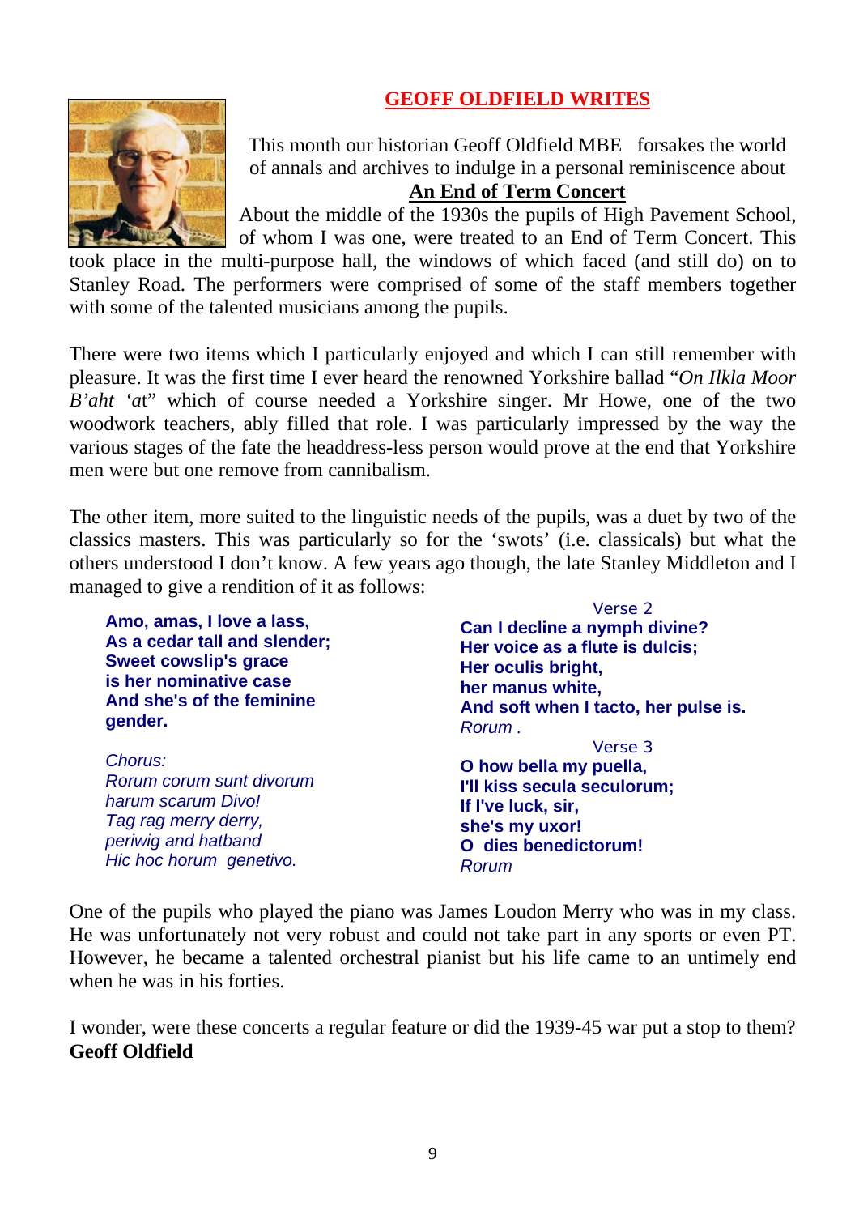## GEOFF OLDFIELD WRITES

This month our historian Geoff Oldfield MBE forsakes the world of annals and archives to indulge in a personal reminiscence about

### An End of Term Concert

About the middle of the 1930s the pupils of High Pavement School, of whom I was one, were treated to an End of Term Concert. This took place in the multi-purpose hall, the windows of which faced (and still do) on to Stanley Road. The performers were comprised of some of the staff members together with some of the talented musicians among the pupils.

There were two items which I particularly enjoyed and which I can still remember with pleasure. It was the first time I ever heard the renowned Yorkshire ballad "*On Ilkla Moor B'aht 'a*t" which of course needed a Yorkshire singer. Mr Howe, one of the two woodwork teachers, ably filled that role. I was particularly impressed by the way the various stages of the fate the headdress-less person would prove at the end that Yorkshire men were but one remove from cannibalism.

The other item, more suited to the linguistic needs of the pupils, was a duet by two of the classics masters. This was particularly so for the 'swots' (i.e. classicals) but what the others understood I don't know. A few years ago though, the late Stanley Middleton and I managed to give a rendition of it as follows:

**Amo, amas, I love a lass,**
**As a cedar tall and slender;**
**Sweet cowslip's grace**
**is her nominative case**
**And she's of the feminine**
**gender.**

*Chorus:*
*Rorum corum sunt divorum*
*harum scarum Divo!*
*Tag rag merry derry,*
*periwig and hatband*
*Hic hoc horum genetivo.*

Verse 2

**Can I decline a nymph divine?**
**Her voice as a flute is dulcis;**
**Her oculis bright,**
**her manus white,**
**And soft when I tacto, her pulse is.**
*Rorum .*

Verse 3

**O how bella my puella,**
**I'll kiss secula seculorum;**
**If I've luck, sir,**
**she's my uxor!**
**O dies benedictorum!**
*Rorum*

One of the pupils who played the piano was James Loudon Merry who was in my class. He was unfortunately not very robust and could not take part in any sports or even PT. However, he became a talented orchestral pianist but his life came to an untimely end when he was in his forties.

I wonder, were these concerts a regular feature or did the 1939-45 war put a stop to them?
**Geoff Oldfield**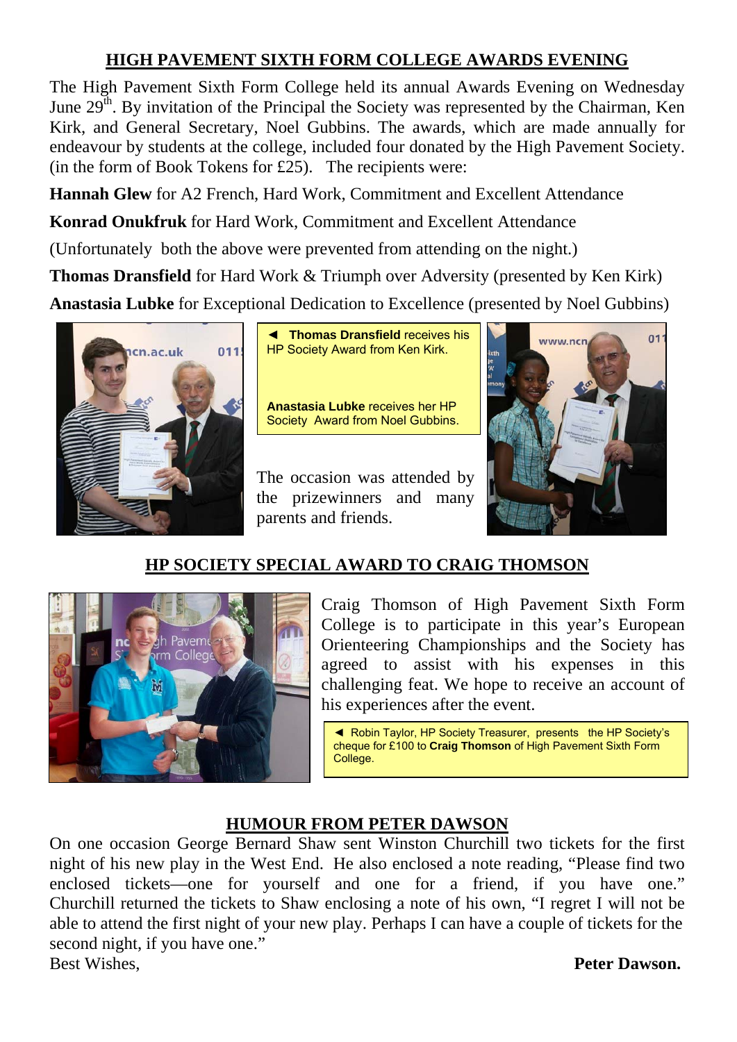## HIGH PAVEMENT SIXTH FORM COLLEGE AWARDS EVENING

The High Pavement Sixth Form College held its annual Awards Evening on Wednesday June 29th. By invitation of the Principal the Society was represented by the Chairman, Ken Kirk, and General Secretary, Noel Gubbins. The awards, which are made annually for endeavour by students at the college, included four donated by the High Pavement Society. (in the form of Book Tokens for £25). The recipients were:

**Hannah Glew** for A2 French, Hard Work, Commitment and Excellent Attendance

**Konrad Onukfruk** for Hard Work, Commitment and Excellent Attendance

(Unfortunately both the above were prevented from attending on the night.)

**Thomas Dransfield** for Hard Work & Triumph over Adversity (presented by Ken Kirk)

**Anastasia Lubke** for Exceptional Dedication to Excellence (presented by Noel Gubbins)

◄ **Thomas Dransfield** receives his HP Society Award from Ken Kirk.

**Anastasia Lubke** receives her HP Society Award from Noel Gubbins.

The occasion was attended by the prizewinners and many parents and friends.

## HP SOCIETY SPECIAL AWARD TO CRAIG THOMSON

Craig Thomson of High Pavement Sixth Form College is to participate in this year's European Orienteering Championships and the Society has agreed to assist with his expenses in this challenging feat. We hope to receive an account of his experiences after the event.

◄ Robin Taylor, HP Society Treasurer, presents the HP Society's cheque for £100 to **Craig Thomson** of High Pavement Sixth Form College.

## HUMOUR FROM PETER DAWSON

On one occasion George Bernard Shaw sent Winston Churchill two tickets for the first night of his new play in the West End. He also enclosed a note reading, "Please find two enclosed tickets—one for yourself and one for a friend, if you have one." Churchill returned the tickets to Shaw enclosing a note of his own, "I regret I will not be able to attend the first night of your new play. Perhaps I can have a couple of tickets for the second night, if you have one."

Best Wishes,

**Peter Dawson.**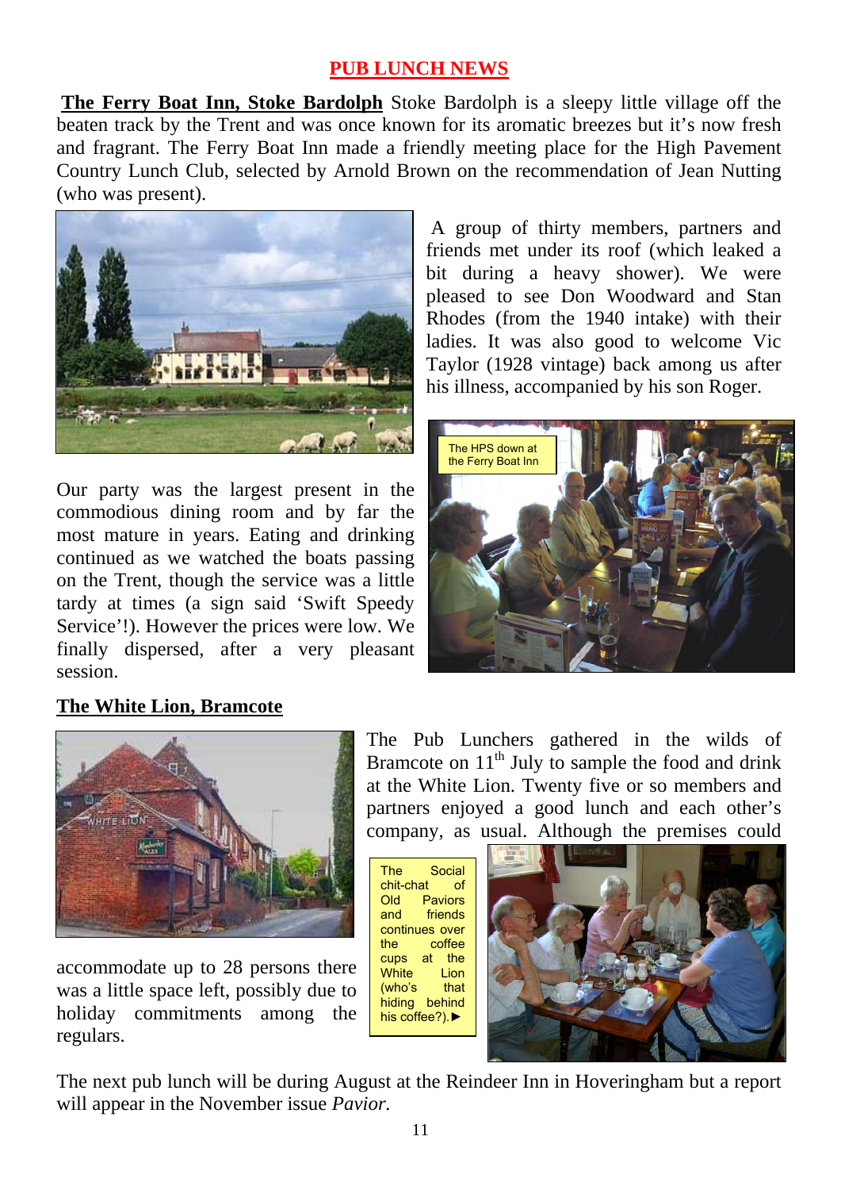## PUB LUNCH NEWS

**The Ferry Boat Inn, Stoke Bardolph** Stoke Bardolph is a sleepy little village off the beaten track by the Trent and was once known for its aromatic breezes but it's now fresh and fragrant. The Ferry Boat Inn made a friendly meeting place for the High Pavement Country Lunch Club, selected by Arnold Brown on the recommendation of Jean Nutting (who was present).

A group of thirty members, partners and friends met under its roof (which leaked a bit during a heavy shower). We were pleased to see Don Woodward and Stan Rhodes (from the 1940 intake) with their ladies. It was also good to welcome Vic Taylor (1928 vintage) back among us after his illness, accompanied by his son Roger.

The HPS down at the Ferry Boat Inn

Our party was the largest present in the commodious dining room and by far the most mature in years. Eating and drinking continued as we watched the boats passing on the Trent, though the service was a little tardy at times (a sign said 'Swift Speedy Service'!). However the prices were low. We finally dispersed, after a very pleasant session.

**The White Lion, Bramcote**

The Pub Lunchers gathered in the wilds of Bramcote on 11th July to sample the food and drink at the White Lion. Twenty five or so members and partners enjoyed a good lunch and each other's company, as usual. Although the premises could accommodate up to 28 persons there was a little space left, possibly due to holiday commitments among the regulars.

The Social chit-chat of Old Paviors and friends continues over the coffee cups at the White Lion (who's that hiding behind his coffee?).►

The next pub lunch will be during August at the Reindeer Inn in Hoveringham but a report will appear in the November issue *Pavior.*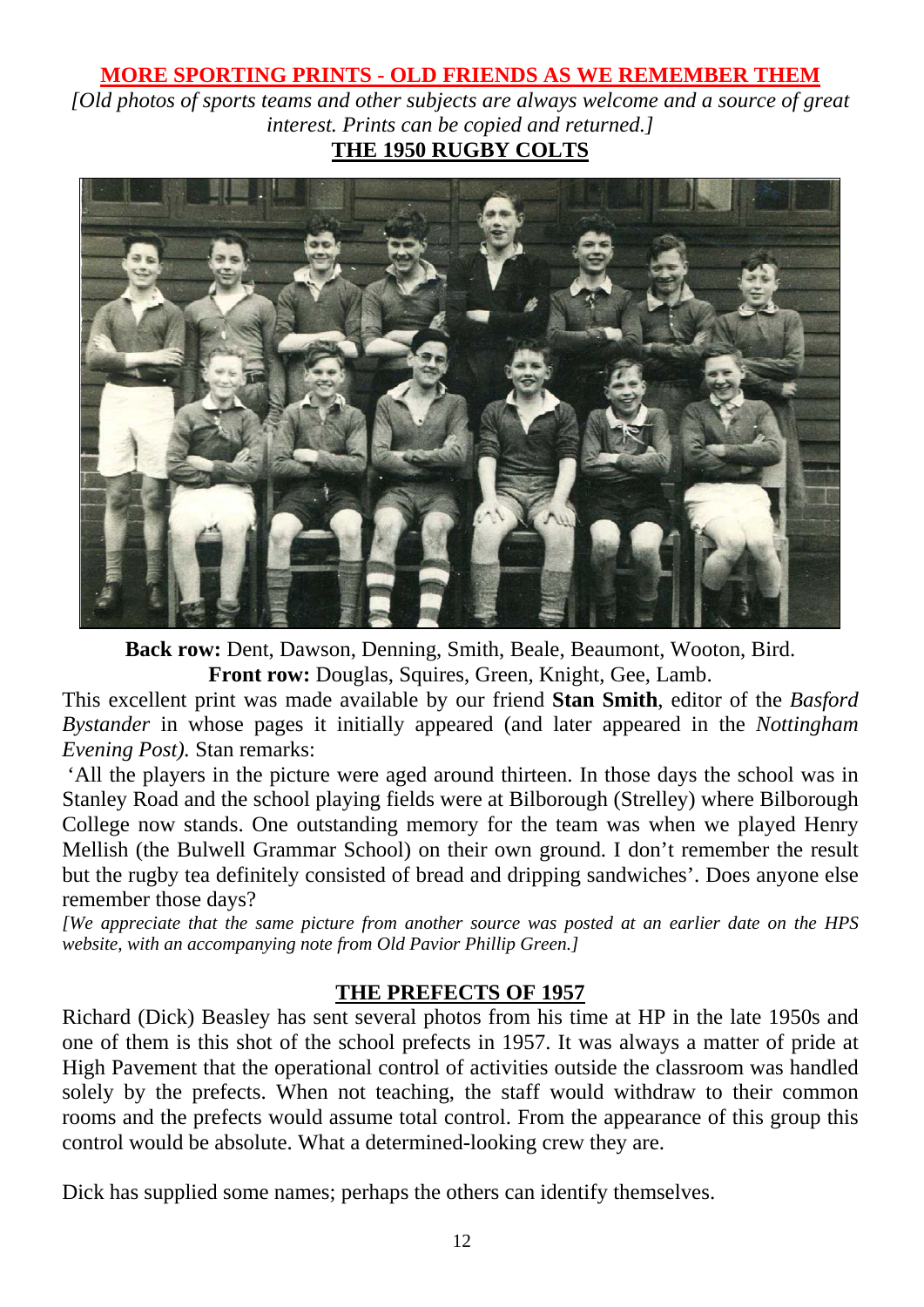## MORE SPORTING PRINTS - OLD FRIENDS AS WE REMEMBER THEM

*[Old photos of sports teams and other subjects are always welcome and a source of great interest. Prints can be copied and returned.]*

### THE 1950 RUGBY COLTS

**Back row:** Dent, Dawson, Denning, Smith, Beale, Beaumont, Wooton, Bird.
**Front row:** Douglas, Squires, Green, Knight, Gee, Lamb.

This excellent print was made available by our friend **Stan Smith**, editor of the *Basford Bystander* in whose pages it initially appeared (and later appeared in the *Nottingham Evening Post).* Stan remarks:

'All the players in the picture were aged around thirteen. In those days the school was in Stanley Road and the school playing fields were at Bilborough (Strelley) where Bilborough College now stands. One outstanding memory for the team was when we played Henry Mellish (the Bulwell Grammar School) on their own ground. I don't remember the result but the rugby tea definitely consisted of bread and dripping sandwiches'. Does anyone else remember those days?

*[We appreciate that the same picture from another source was posted at an earlier date on the HPS website, with an accompanying note from Old Pavior Phillip Green.]*

### THE PREFECTS OF 1957

Richard (Dick) Beasley has sent several photos from his time at HP in the late 1950s and one of them is this shot of the school prefects in 1957. It was always a matter of pride at High Pavement that the operational control of activities outside the classroom was handled solely by the prefects. When not teaching, the staff would withdraw to their common rooms and the prefects would assume total control. From the appearance of this group this control would be absolute. What a determined-looking crew they are.

Dick has supplied some names; perhaps the others can identify themselves.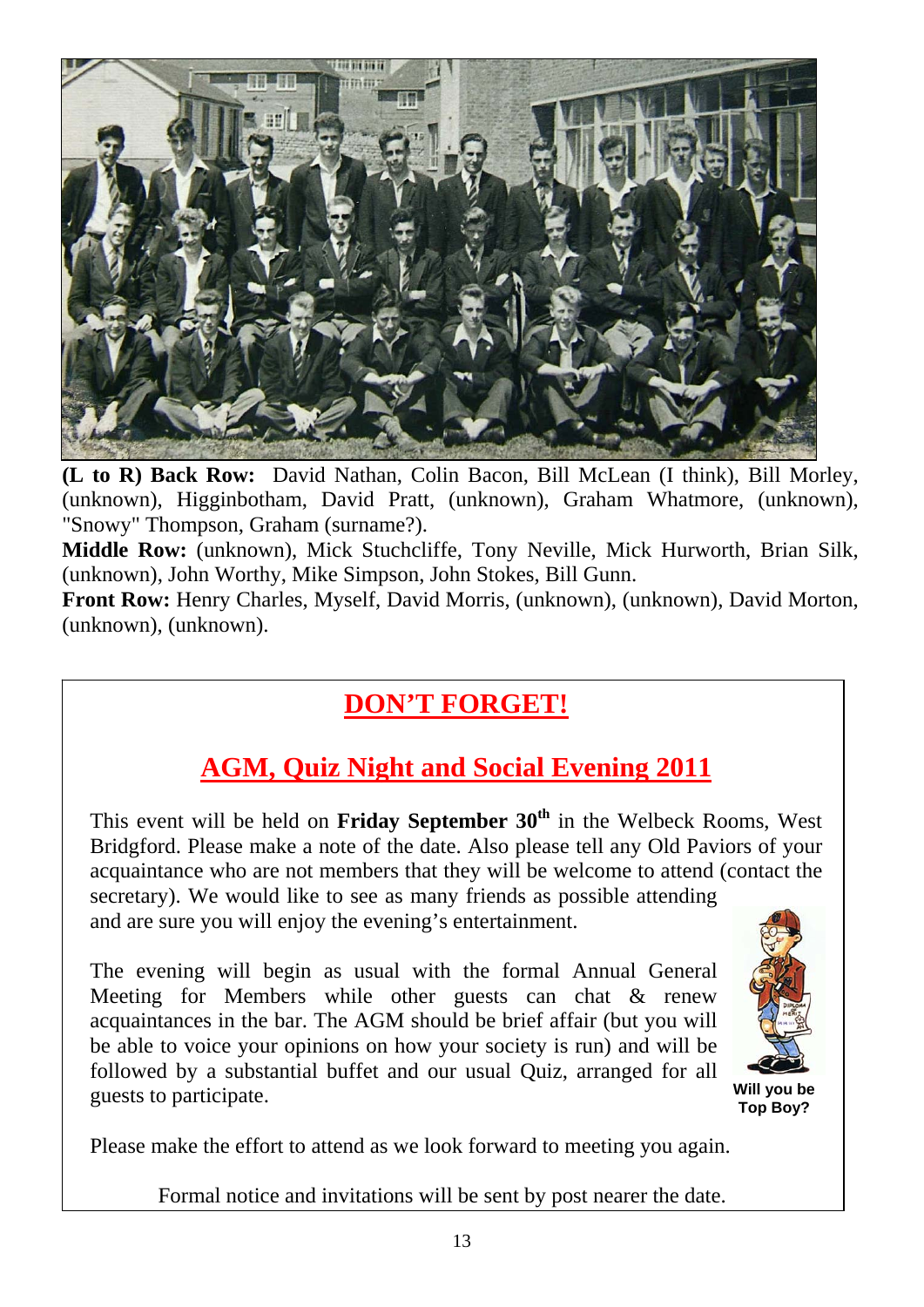**(L to R) Back Row:** David Nathan, Colin Bacon, Bill McLean (I think), Bill Morley, (unknown), Higginbotham, David Pratt, (unknown), Graham Whatmore, (unknown), "Snowy" Thompson, Graham (surname?).

**Middle Row:** (unknown), Mick Stuchcliffe, Tony Neville, Mick Hurworth, Brian Silk, (unknown), John Worthy, Mike Simpson, John Stokes, Bill Gunn.

**Front Row:** Henry Charles, Myself, David Morris, (unknown), (unknown), David Morton, (unknown), (unknown).

## DON'T FORGET!

## AGM, Quiz Night and Social Evening 2011

This event will be held on **Friday September 30th** in the Welbeck Rooms, West Bridgford. Please make a note of the date. Also please tell any Old Paviors of your acquaintance who are not members that they will be welcome to attend (contact the secretary). We would like to see as many friends as possible attending and are sure you will enjoy the evening's entertainment.

The evening will begin as usual with the formal Annual General Meeting for Members while other guests can chat & renew acquaintances in the bar. The AGM should be brief affair (but you will be able to voice your opinions on how your society is run) and will be followed by a substantial buffet and our usual Quiz, arranged for all guests to participate.

**Will you be Top Boy?**

Please make the effort to attend as we look forward to meeting you again.

Formal notice and invitations will be sent by post nearer the date.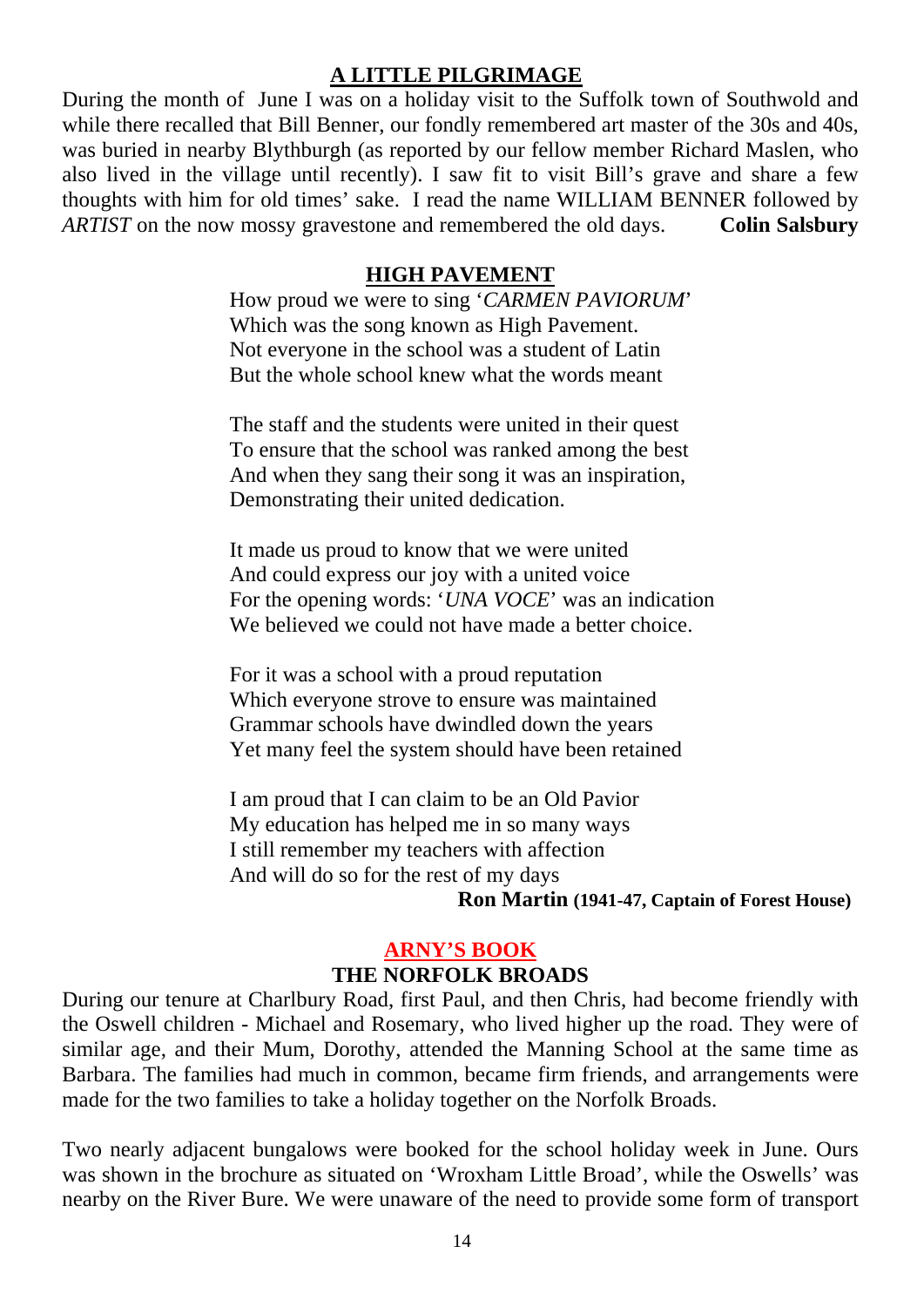## A LITTLE PILGRIMAGE

During the month of June I was on a holiday visit to the Suffolk town of Southwold and while there recalled that Bill Benner, our fondly remembered art master of the 30s and 40s, was buried in nearby Blythburgh (as reported by our fellow member Richard Maslen, who also lived in the village until recently). I saw fit to visit Bill's grave and share a few thoughts with him for old times' sake. I read the name WILLIAM BENNER followed by *ARTIST* on the now mossy gravestone and remembered the old days. **Colin Salsbury**

## HIGH PAVEMENT

How proud we were to sing '*CARMEN PAVIORUM*'
Which was the song known as High Pavement.
Not everyone in the school was a student of Latin
But the whole school knew what the words meant

The staff and the students were united in their quest
To ensure that the school was ranked among the best
And when they sang their song it was an inspiration,
Demonstrating their united dedication.

It made us proud to know that we were united
And could express our joy with a united voice
For the opening words: '*UNA VOCE*' was an indication
We believed we could not have made a better choice.

For it was a school with a proud reputation
Which everyone strove to ensure was maintained
Grammar schools have dwindled down the years
Yet many feel the system should have been retained

I am proud that I can claim to be an Old Pavior
My education has helped me in so many ways
I still remember my teachers with affection
And will do so for the rest of my days

**Ron Martin (1941-47, Captain of Forest House)**

## ARNY'S BOOK

### THE NORFOLK BROADS

During our tenure at Charlbury Road, first Paul, and then Chris, had become friendly with the Oswell children - Michael and Rosemary, who lived higher up the road. They were of similar age, and their Mum, Dorothy, attended the Manning School at the same time as Barbara. The families had much in common, became firm friends, and arrangements were made for the two families to take a holiday together on the Norfolk Broads.

Two nearly adjacent bungalows were booked for the school holiday week in June. Ours was shown in the brochure as situated on 'Wroxham Little Broad', while the Oswells' was nearby on the River Bure. We were unaware of the need to provide some form of transport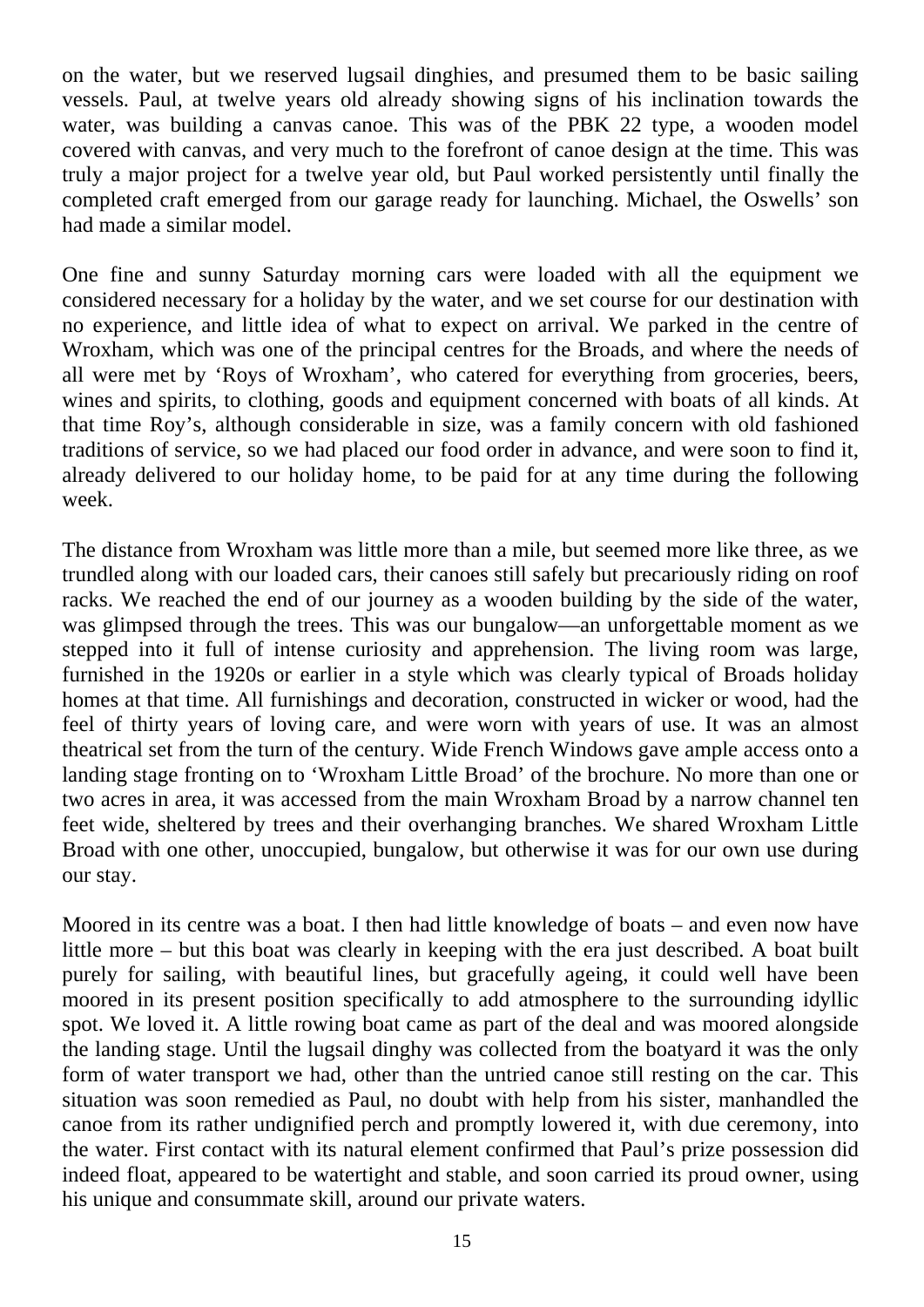on the water, but we reserved lugsail dinghies, and presumed them to be basic sailing vessels. Paul, at twelve years old already showing signs of his inclination towards the water, was building a canvas canoe. This was of the PBK 22 type, a wooden model covered with canvas, and very much to the forefront of canoe design at the time. This was truly a major project for a twelve year old, but Paul worked persistently until finally the completed craft emerged from our garage ready for launching. Michael, the Oswells' son had made a similar model.

One fine and sunny Saturday morning cars were loaded with all the equipment we considered necessary for a holiday by the water, and we set course for our destination with no experience, and little idea of what to expect on arrival. We parked in the centre of Wroxham, which was one of the principal centres for the Broads, and where the needs of all were met by 'Roys of Wroxham', who catered for everything from groceries, beers, wines and spirits, to clothing, goods and equipment concerned with boats of all kinds. At that time Roy's, although considerable in size, was a family concern with old fashioned traditions of service, so we had placed our food order in advance, and were soon to find it, already delivered to our holiday home, to be paid for at any time during the following week.

The distance from Wroxham was little more than a mile, but seemed more like three, as we trundled along with our loaded cars, their canoes still safely but precariously riding on roof racks. We reached the end of our journey as a wooden building by the side of the water, was glimpsed through the trees. This was our bungalow—an unforgettable moment as we stepped into it full of intense curiosity and apprehension. The living room was large, furnished in the 1920s or earlier in a style which was clearly typical of Broads holiday homes at that time. All furnishings and decoration, constructed in wicker or wood, had the feel of thirty years of loving care, and were worn with years of use. It was an almost theatrical set from the turn of the century. Wide French Windows gave ample access onto a landing stage fronting on to 'Wroxham Little Broad' of the brochure. No more than one or two acres in area, it was accessed from the main Wroxham Broad by a narrow channel ten feet wide, sheltered by trees and their overhanging branches. We shared Wroxham Little Broad with one other, unoccupied, bungalow, but otherwise it was for our own use during our stay.

Moored in its centre was a boat. I then had little knowledge of boats – and even now have little more – but this boat was clearly in keeping with the era just described. A boat built purely for sailing, with beautiful lines, but gracefully ageing, it could well have been moored in its present position specifically to add atmosphere to the surrounding idyllic spot. We loved it. A little rowing boat came as part of the deal and was moored alongside the landing stage. Until the lugsail dinghy was collected from the boatyard it was the only form of water transport we had, other than the untried canoe still resting on the car. This situation was soon remedied as Paul, no doubt with help from his sister, manhandled the canoe from its rather undignified perch and promptly lowered it, with due ceremony, into the water. First contact with its natural element confirmed that Paul's prize possession did indeed float, appeared to be watertight and stable, and soon carried its proud owner, using his unique and consummate skill, around our private waters.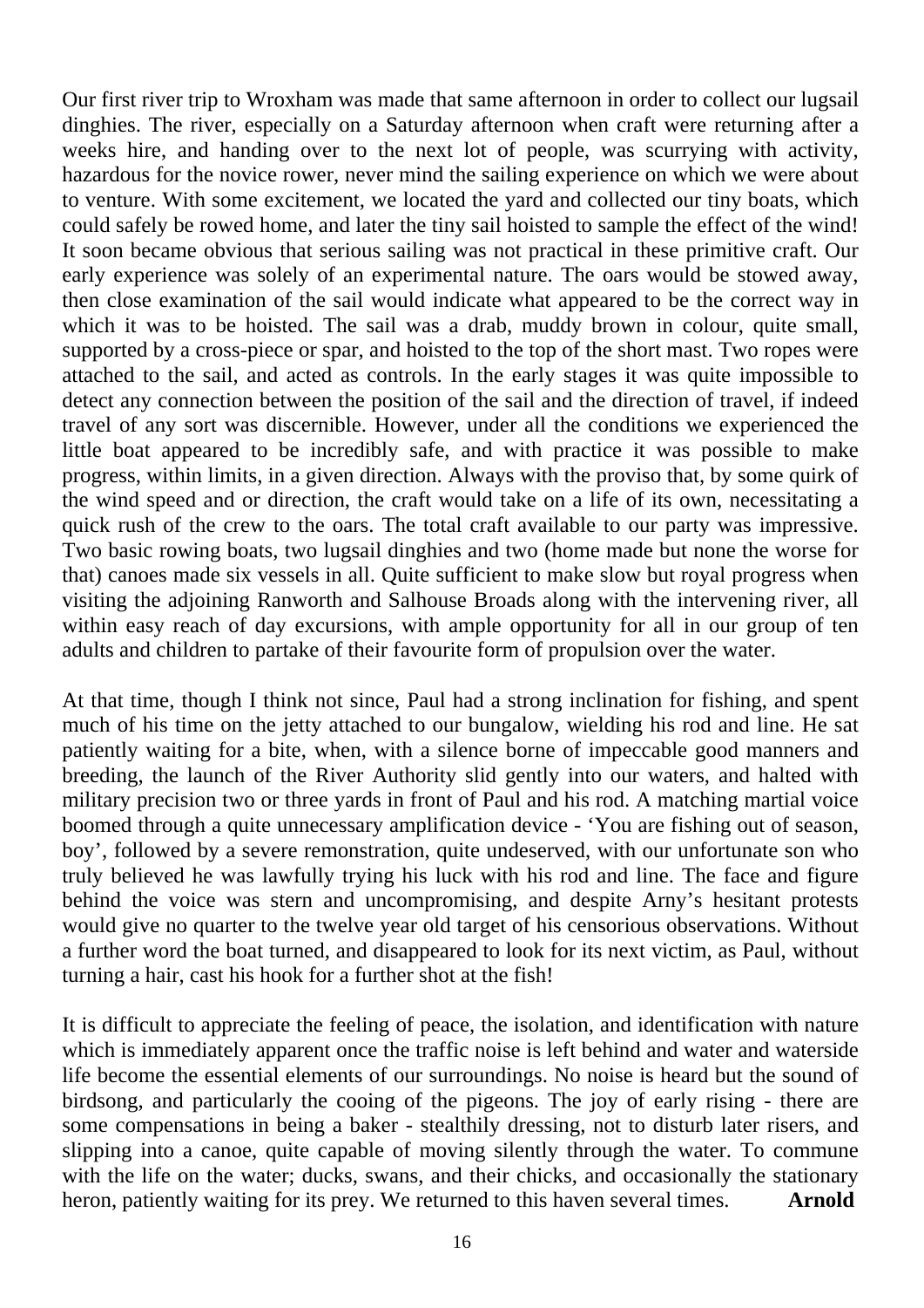Our first river trip to Wroxham was made that same afternoon in order to collect our lugsail dinghies. The river, especially on a Saturday afternoon when craft were returning after a weeks hire, and handing over to the next lot of people, was scurrying with activity, hazardous for the novice rower, never mind the sailing experience on which we were about to venture. With some excitement, we located the yard and collected our tiny boats, which could safely be rowed home, and later the tiny sail hoisted to sample the effect of the wind! It soon became obvious that serious sailing was not practical in these primitive craft. Our early experience was solely of an experimental nature. The oars would be stowed away, then close examination of the sail would indicate what appeared to be the correct way in which it was to be hoisted. The sail was a drab, muddy brown in colour, quite small, supported by a cross-piece or spar, and hoisted to the top of the short mast. Two ropes were attached to the sail, and acted as controls. In the early stages it was quite impossible to detect any connection between the position of the sail and the direction of travel, if indeed travel of any sort was discernible. However, under all the conditions we experienced the little boat appeared to be incredibly safe, and with practice it was possible to make progress, within limits, in a given direction. Always with the proviso that, by some quirk of the wind speed and or direction, the craft would take on a life of its own, necessitating a quick rush of the crew to the oars. The total craft available to our party was impressive. Two basic rowing boats, two lugsail dinghies and two (home made but none the worse for that) canoes made six vessels in all. Quite sufficient to make slow but royal progress when visiting the adjoining Ranworth and Salhouse Broads along with the intervening river, all within easy reach of day excursions, with ample opportunity for all in our group of ten adults and children to partake of their favourite form of propulsion over the water.

At that time, though I think not since, Paul had a strong inclination for fishing, and spent much of his time on the jetty attached to our bungalow, wielding his rod and line. He sat patiently waiting for a bite, when, with a silence borne of impeccable good manners and breeding, the launch of the River Authority slid gently into our waters, and halted with military precision two or three yards in front of Paul and his rod. A matching martial voice boomed through a quite unnecessary amplification device - 'You are fishing out of season, boy', followed by a severe remonstration, quite undeserved, with our unfortunate son who truly believed he was lawfully trying his luck with his rod and line. The face and figure behind the voice was stern and uncompromising, and despite Arny's hesitant protests would give no quarter to the twelve year old target of his censorious observations. Without a further word the boat turned, and disappeared to look for its next victim, as Paul, without turning a hair, cast his hook for a further shot at the fish!

It is difficult to appreciate the feeling of peace, the isolation, and identification with nature which is immediately apparent once the traffic noise is left behind and water and waterside life become the essential elements of our surroundings. No noise is heard but the sound of birdsong, and particularly the cooing of the pigeons. The joy of early rising - there are some compensations in being a baker - stealthily dressing, not to disturb later risers, and slipping into a canoe, quite capable of moving silently through the water. To commune with the life on the water; ducks, swans, and their chicks, and occasionally the stationary heron, patiently waiting for its prey. We returned to this haven several times. **Arnold**